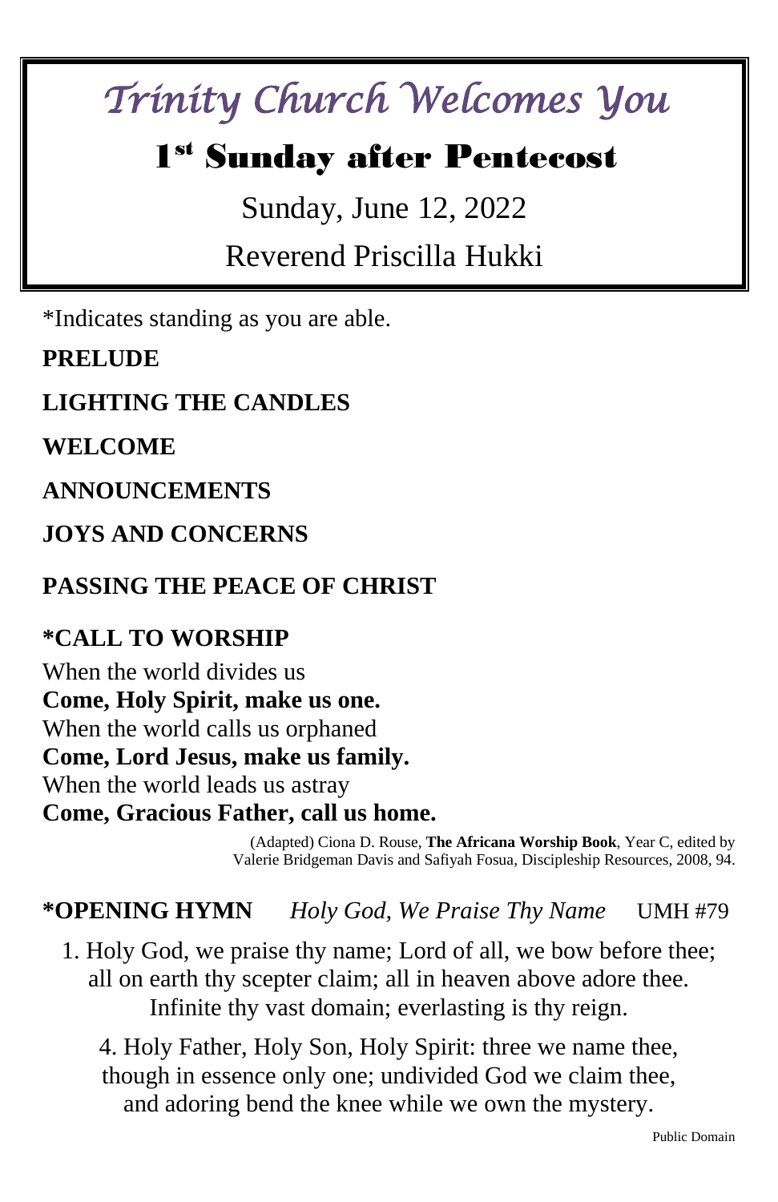# *Trinity Church Welcomes You*

## 1st Sunday after Pentecost

Sunday, June 12, 2022

Reverend Priscilla Hukki

*Indicates standing as you are able.

**PRELUDE**

**LIGHTING THE CANDLES**

**WELCOME**

**ANNOUNCEMENTS**

**JOYS AND CONCERNS**

**PASSING THE PEACE OF CHRIST**

**\*CALL TO WORSHIP**

When the world divides us
**Come, Holy Spirit, make us one.**
When the world calls us orphaned
**Come, Lord Jesus, make us family.**
When the world leads us astray
**Come, Gracious Father, call us home.**

(Adapted) Ciona D. Rouse, **The Africana Worship Book**, Year C, edited by Valerie Bridgeman Davis and Safiyah Fosua, Discipleship Resources, 2008, 94.

**\*OPENING HYMN** *Holy God, We Praise Thy Name* UMH #79

1. Holy God, we praise thy name; Lord of all, we bow before thee;
all on earth thy scepter claim; all in heaven above adore thee.
Infinite thy vast domain; everlasting is thy reign.

4. Holy Father, Holy Son, Holy Spirit: three we name thee,
though in essence only one; undivided God we claim thee,
and adoring bend the knee while we own the mystery.

Public Domain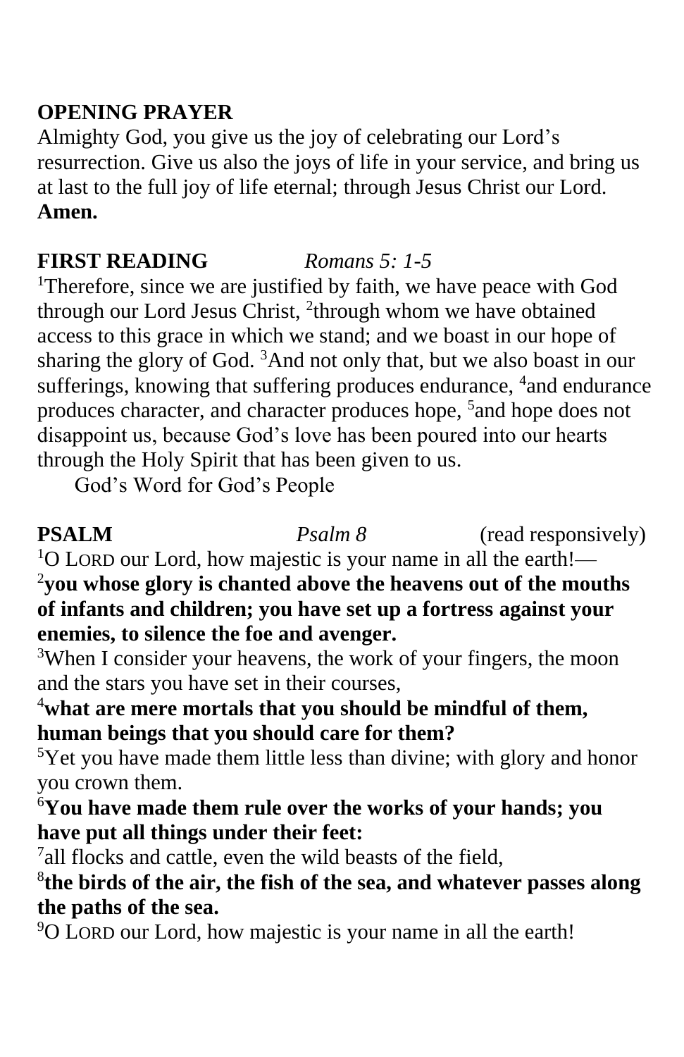**OPENING PRAYER**

Almighty God, you give us the joy of celebrating our Lord's resurrection. Give us also the joys of life in your service, and bring us at last to the full joy of life eternal; through Jesus Christ our Lord. **Amen.**

**FIRST READING** *Romans 5: 1-5*

[1]Therefore, since we are justified by faith, we have peace with God through our Lord Jesus Christ, [2]through whom we have obtained access to this grace in which we stand; and we boast in our hope of sharing the glory of God. [3]And not only that, but we also boast in our sufferings, knowing that suffering produces endurance, [4]and endurance produces character, and character produces hope, [5]and hope does not disappoint us, because God's love has been poured into our hearts through the Holy Spirit that has been given to us.

God's Word for God's People

**PSALM** *Psalm 8* (read responsively)

[1]O LORD our Lord, how majestic is your name in all the earth!—

[2]**you whose glory is chanted above the heavens out of the mouths of infants and children; you have set up a fortress against your enemies, to silence the foe and avenger.**

[3]When I consider your heavens, the work of your fingers, the moon and the stars you have set in their courses,

[4]**what are mere mortals that you should be mindful of them, human beings that you should care for them?**

[5]Yet you have made them little less than divine; with glory and honor you crown them.

[6]**You have made them rule over the works of your hands; you have put all things under their feet:**

[7]all flocks and cattle, even the wild beasts of the field,

[8]**the birds of the air, the fish of the sea, and whatever passes along the paths of the sea.**

[9]O LORD our Lord, how majestic is your name in all the earth!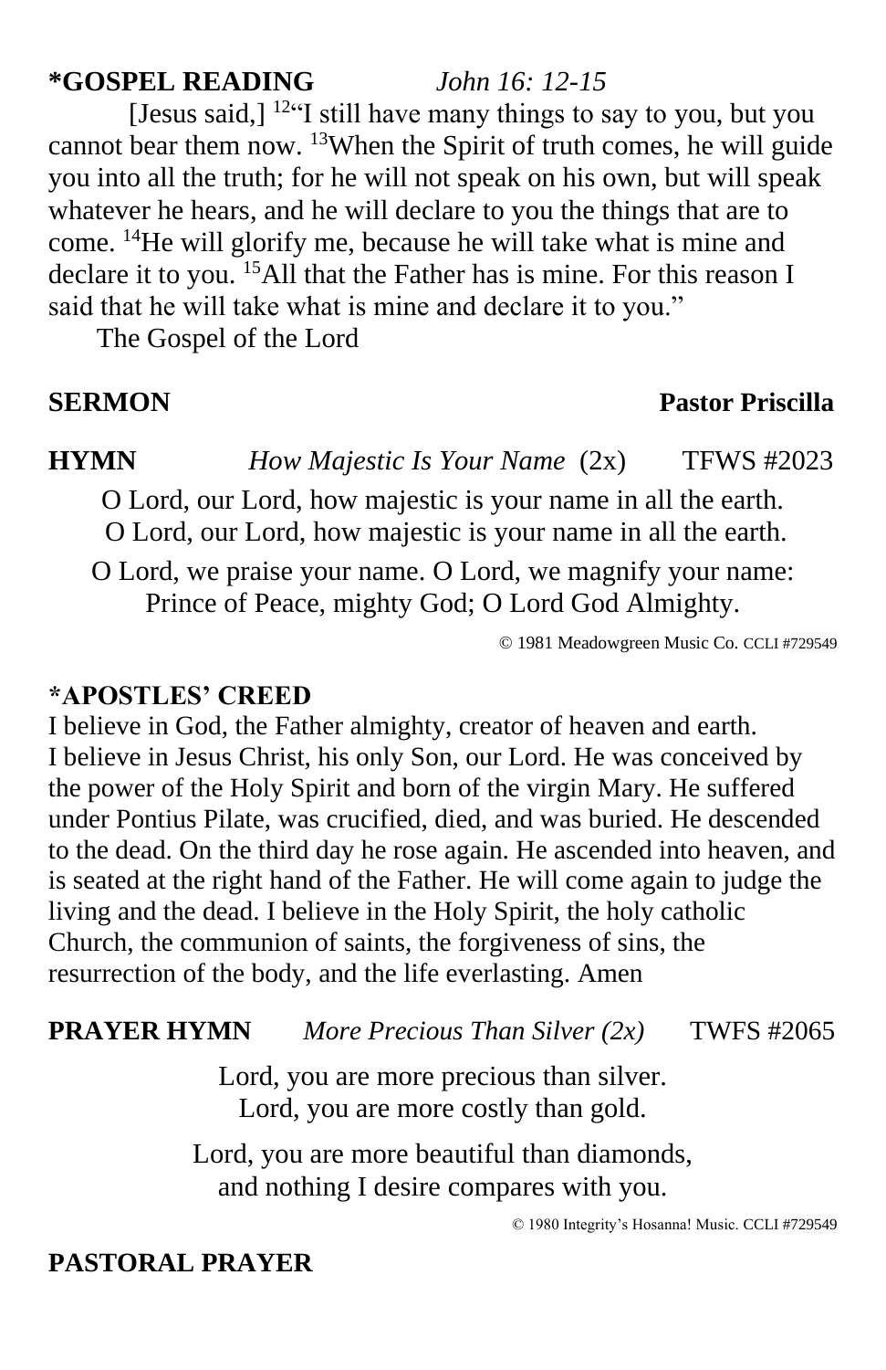**\*GOSPEL READING** *John 16: 12-15*

[Jesus said,] [12]"I still have many things to say to you, but you cannot bear them now. [13]When the Spirit of truth comes, he will guide you into all the truth; for he will not speak on his own, but will speak whatever he hears, and he will declare to you the things that are to come. [14]He will glorify me, because he will take what is mine and declare it to you. [15]All that the Father has is mine. For this reason I said that he will take what is mine and declare it to you."

The Gospel of the Lord

**SERMON** **Pastor Priscilla**

**HYMN** *How Majestic Is Your Name* (2x) TFWS #2023

O Lord, our Lord, how majestic is your name in all the earth.
O Lord, our Lord, how majestic is your name in all the earth.

O Lord, we praise your name. O Lord, we magnify your name:
Prince of Peace, mighty God; O Lord God Almighty.

© 1981 Meadowgreen Music Co. CCLI #729549

**\*APOSTLES' CREED**

I believe in God, the Father almighty, creator of heaven and earth.
I believe in Jesus Christ, his only Son, our Lord. He was conceived by the power of the Holy Spirit and born of the virgin Mary. He suffered under Pontius Pilate, was crucified, died, and was buried. He descended to the dead. On the third day he rose again. He ascended into heaven, and is seated at the right hand of the Father. He will come again to judge the living and the dead. I believe in the Holy Spirit, the holy catholic Church, the communion of saints, the forgiveness of sins, the resurrection of the body, and the life everlasting. Amen

**PRAYER HYMN** *More Precious Than Silver (2x)* TWFS #2065

Lord, you are more precious than silver.
Lord, you are more costly than gold.

Lord, you are more beautiful than diamonds,
and nothing I desire compares with you.

© 1980 Integrity's Hosanna! Music. CCLI #729549

**PASTORAL PRAYER**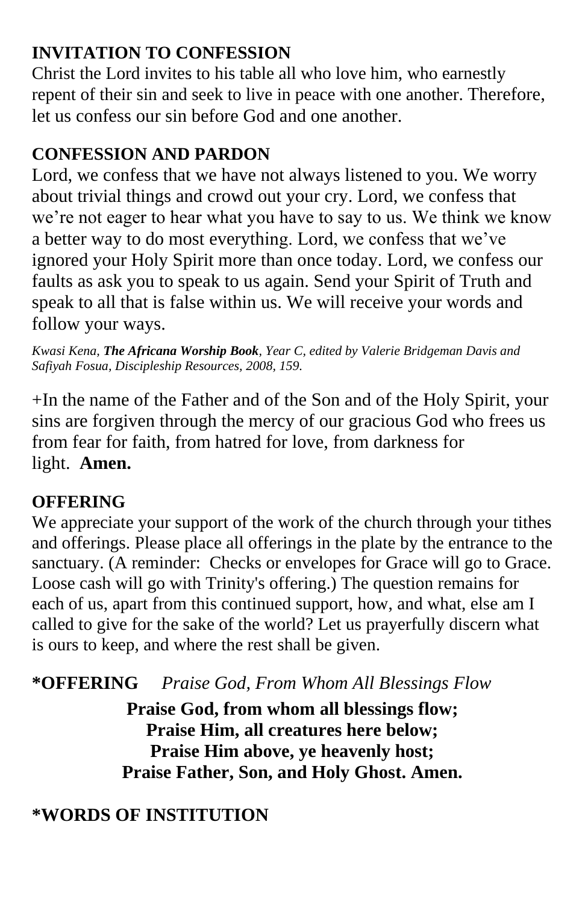## INVITATION TO CONFESSION

Christ the Lord invites to his table all who love him, who earnestly repent of their sin and seek to live in peace with one another. Therefore, let us confess our sin before God and one another.

## CONFESSION AND PARDON

Lord, we confess that we have not always listened to you. We worry about trivial things and crowd out your cry. Lord, we confess that we're not eager to hear what you have to say to us. We think we know a better way to do most everything. Lord, we confess that we've ignored your Holy Spirit more than once today. Lord, we confess our faults as ask you to speak to us again. Send your Spirit of Truth and speak to all that is false within us. We will receive your words and follow your ways.

*Kwasi Kena, **The Africana Worship Book**, Year C, edited by Valerie Bridgeman Davis and Safiyah Fosua, Discipleship Resources, 2008, 159.*

+In the name of the Father and of the Son and of the Holy Spirit, your sins are forgiven through the mercy of our gracious God who frees us from fear for faith, from hatred for love, from darkness for light. **Amen.**

## OFFERING

We appreciate your support of the work of the church through your tithes and offerings. Please place all offerings in the plate by the entrance to the sanctuary. (A reminder: Checks or envelopes for Grace will go to Grace. Loose cash will go with Trinity's offering.) The question remains for each of us, apart from this continued support, how, and what, else am I called to give for the sake of the world? Let us prayerfully discern what is ours to keep, and where the rest shall be given.

## *OFFERING *Praise God, From Whom All Blessings Flow*

**Praise God, from whom all blessings flow;**
**Praise Him, all creatures here below;**
**Praise Him above, ye heavenly host;**
**Praise Father, Son, and Holy Ghost. Amen.**

## *WORDS OF INSTITUTION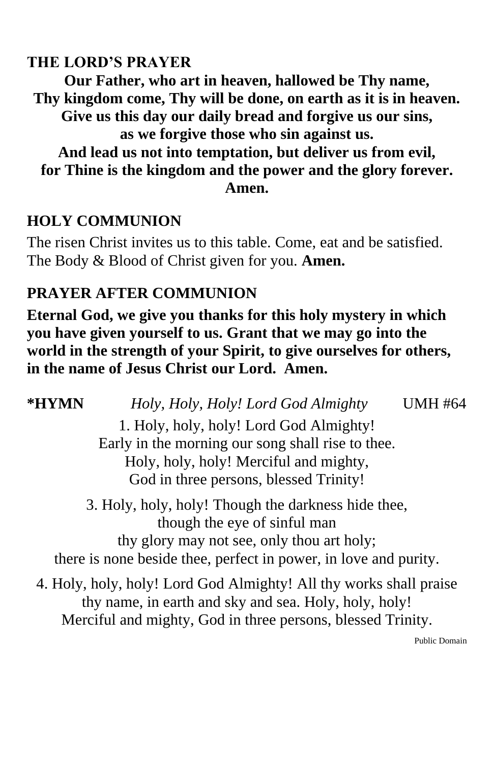**THE LORD'S PRAYER**

**Our Father, who art in heaven, hallowed be Thy name,**
**Thy kingdom come, Thy will be done, on earth as it is in heaven.**
**Give us this day our daily bread and forgive us our sins,**
**as we forgive those who sin against us.**
**And lead us not into temptation, but deliver us from evil,**
**for Thine is the kingdom and the power and the glory forever.**
**Amen.**

**HOLY COMMUNION**

The risen Christ invites us to this table. Come, eat and be satisfied. The Body & Blood of Christ given for you. **Amen.**

**PRAYER AFTER COMMUNION**

**Eternal God, we give you thanks for this holy mystery in which you have given yourself to us. Grant that we may go into the world in the strength of your Spirit, to give ourselves for others, in the name of Jesus Christ our Lord. Amen.**

**\*HYMN** *Holy, Holy, Holy! Lord God Almighty* UMH #64

1. Holy, holy, holy! Lord God Almighty!
Early in the morning our song shall rise to thee.
Holy, holy, holy! Merciful and mighty,
God in three persons, blessed Trinity!

3. Holy, holy, holy! Though the darkness hide thee,
though the eye of sinful man
thy glory may not see, only thou art holy;
there is none beside thee, perfect in power, in love and purity.

4. Holy, holy, holy! Lord God Almighty! All thy works shall praise thy name, in earth and sky and sea. Holy, holy, holy!
Merciful and mighty, God in three persons, blessed Trinity.

Public Domain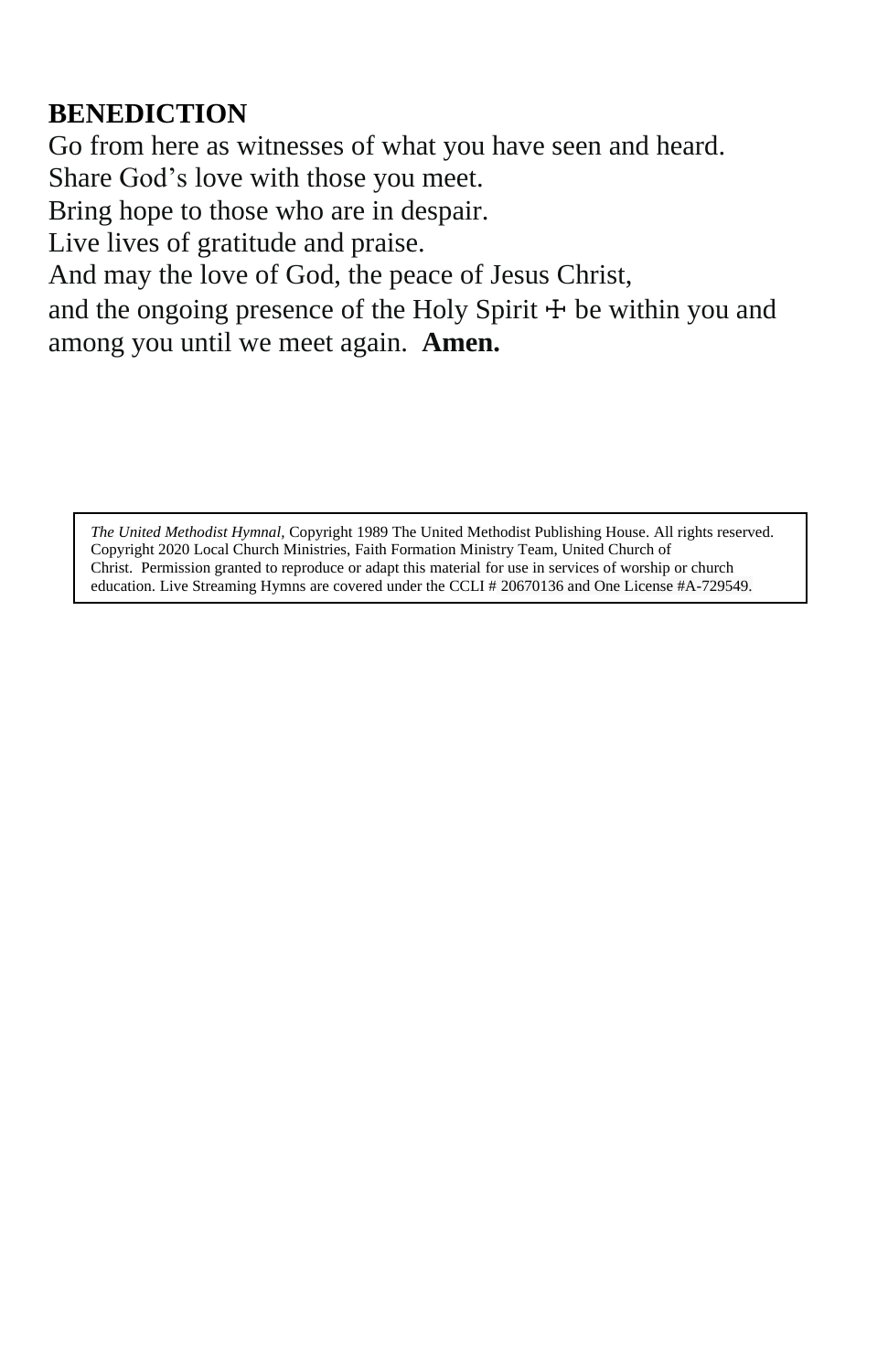**BENEDICTION**

Go from here as witnesses of what you have seen and heard.
Share God's love with those you meet.
Bring hope to those who are in despair.
Live lives of gratitude and praise.
And may the love of God, the peace of Jesus Christ,
and the ongoing presence of the Holy Spirit ☩ be within you and among you until we meet again. **Amen.**

*The United Methodist Hymnal,* Copyright 1989 The United Methodist Publishing House. All rights reserved. Copyright 2020 Local Church Ministries, Faith Formation Ministry Team, United Church of Christ. Permission granted to reproduce or adapt this material for use in services of worship or church education. Live Streaming Hymns are covered under the CCLI # 20670136 and One License #A-729549.